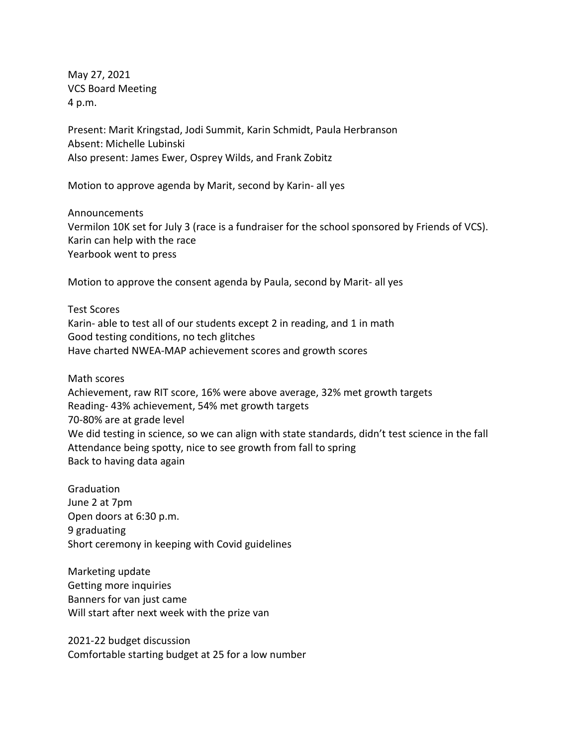May 27, 2021
VCS Board Meeting
4 p.m.

Present: Marit Kringstad, Jodi Summit, Karin Schmidt, Paula Herbranson
Absent: Michelle Lubinski
Also present: James Ewer, Osprey Wilds, and Frank Zobitz

Motion to approve agenda by Marit, second by Karin- all yes

Announcements
Vermilon 10K set for July 3 (race is a fundraiser for the school sponsored by Friends of VCS).
Karin can help with the race
Yearbook went to press

Motion to approve the consent agenda by Paula, second by Marit- all yes

Test Scores
Karin- able to test all of our students except 2 in reading, and 1 in math
Good testing conditions, no tech glitches
Have charted NWEA-MAP achievement scores and growth scores

Math scores
Achievement, raw RIT score, 16% were above average, 32% met growth targets
Reading- 43% achievement, 54% met growth targets
70-80% are at grade level
We did testing in science, so we can align with state standards, didn't test science in the fall
Attendance being spotty, nice to see growth from fall to spring
Back to having data again

Graduation
June 2 at 7pm
Open doors at 6:30 p.m.
9 graduating
Short ceremony in keeping with Covid guidelines

Marketing update
Getting more inquiries
Banners for van just came
Will start after next week with the prize van

2021-22 budget discussion
Comfortable starting budget at 25 for a low number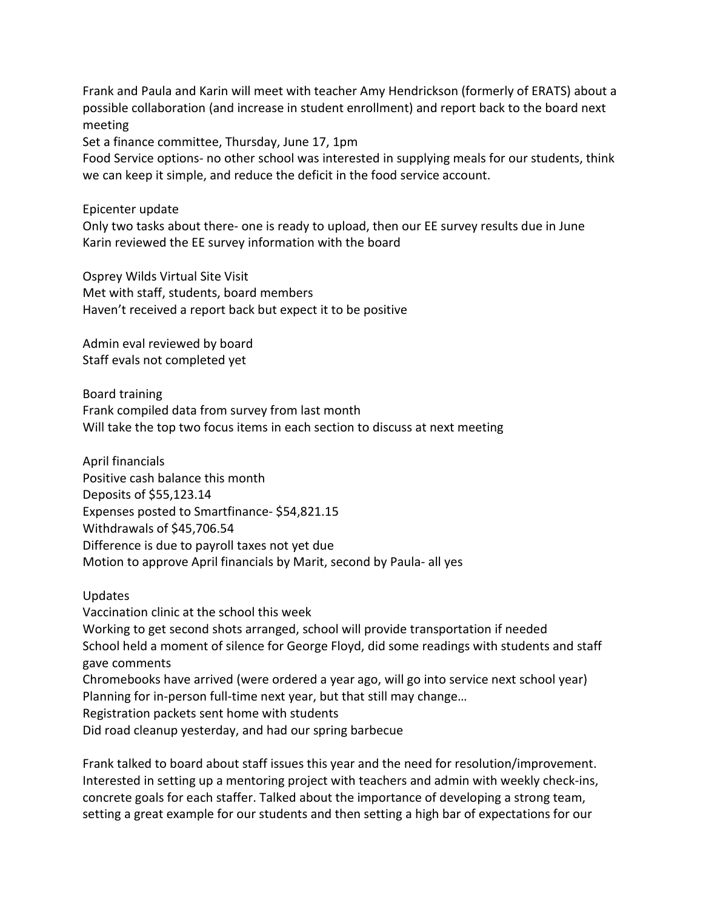Frank and Paula and Karin will meet with teacher Amy Hendrickson (formerly of ERATS) about a possible collaboration (and increase in student enrollment) and report back to the board next meeting

Set a finance committee, Thursday, June 17, 1pm

Food Service options- no other school was interested in supplying meals for our students, think we can keep it simple, and reduce the deficit in the food service account.

Epicenter update

Only two tasks about there- one is ready to upload, then our EE survey results due in June

Karin reviewed the EE survey information with the board

Osprey Wilds Virtual Site Visit

Met with staff, students, board members

Haven't received a report back but expect it to be positive

Admin eval reviewed by board

Staff evals not completed yet

Board training

Frank compiled data from survey from last month

Will take the top two focus items in each section to discuss at next meeting

April financials

Positive cash balance this month

Deposits of $55,123.14

Expenses posted to Smartfinance- $54,821.15

Withdrawals of $45,706.54

Difference is due to payroll taxes not yet due

Motion to approve April financials by Marit, second by Paula- all yes

Updates

Vaccination clinic at the school this week

Working to get second shots arranged, school will provide transportation if needed

School held a moment of silence for George Floyd, did some readings with students and staff gave comments

Chromebooks have arrived (were ordered a year ago, will go into service next school year)

Planning for in-person full-time next year, but that still may change…

Registration packets sent home with students

Did road cleanup yesterday, and had our spring barbecue

Frank talked to board about staff issues this year and the need for resolution/improvement. Interested in setting up a mentoring project with teachers and admin with weekly check-ins, concrete goals for each staffer. Talked about the importance of developing a strong team, setting a great example for our students and then setting a high bar of expectations for our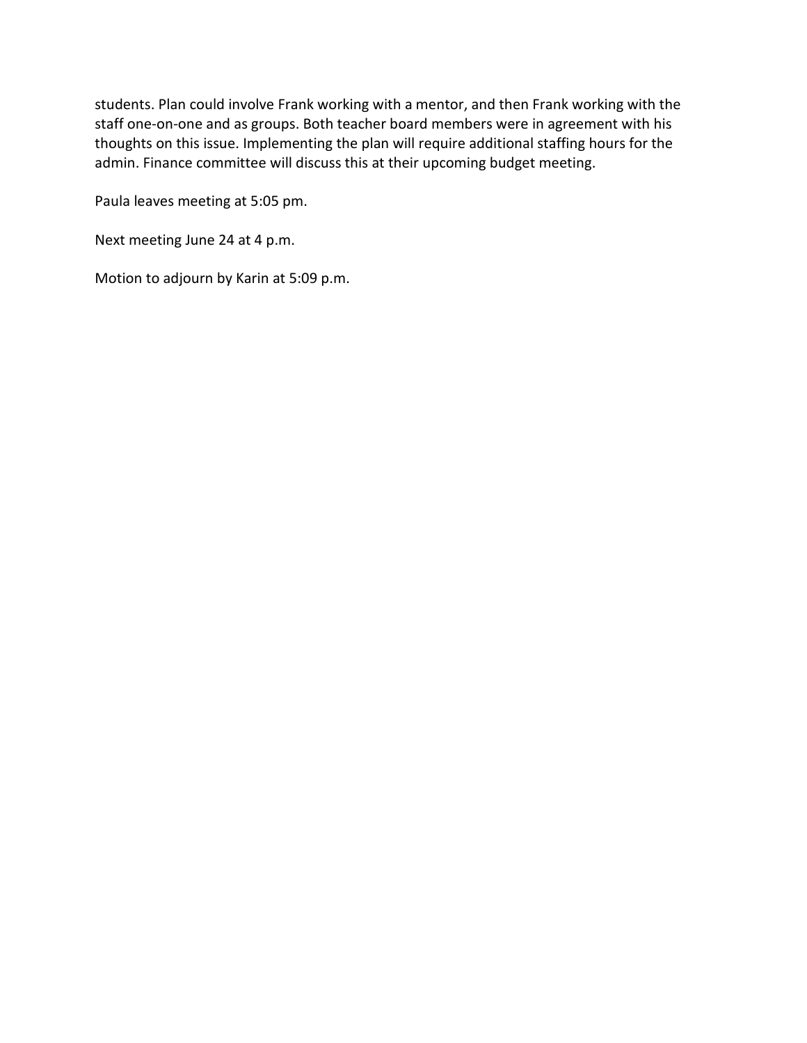students. Plan could involve Frank working with a mentor, and then Frank working with the staff one-on-one and as groups. Both teacher board members were in agreement with his thoughts on this issue. Implementing the plan will require additional staffing hours for the admin. Finance committee will discuss this at their upcoming budget meeting.

Paula leaves meeting at 5:05 pm.

Next meeting June 24 at 4 p.m.

Motion to adjourn by Karin at 5:09 p.m.